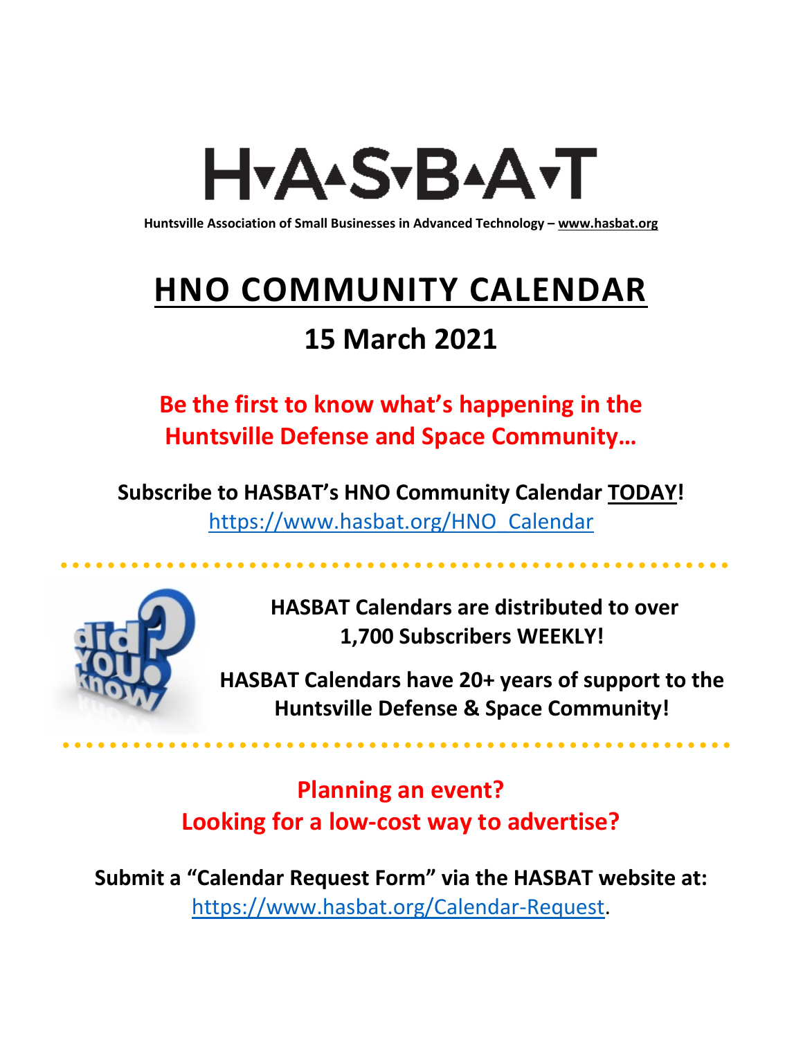# H▾A▴S▾B▴A▾T

**Huntsville Association of Small Businesses in Advanced Technology – www.hasbat.org**

# HNO COMMUNITY CALENDAR

## 15 March 2021

**Be the first to know what's happening in the Huntsville Defense and Space Community…**

**Subscribe to HASBAT's HNO Community Calendar TODAY!**
https://www.hasbat.org/HNO_Calendar

**HASBAT Calendars are distributed to over 1,700 Subscribers WEEKLY!**

**HASBAT Calendars have 20+ years of support to the Huntsville Defense & Space Community!**

**Planning an event?**
**Looking for a low-cost way to advertise?**

**Submit a "Calendar Request Form" via the HASBAT website at:**
https://www.hasbat.org/Calendar-Request.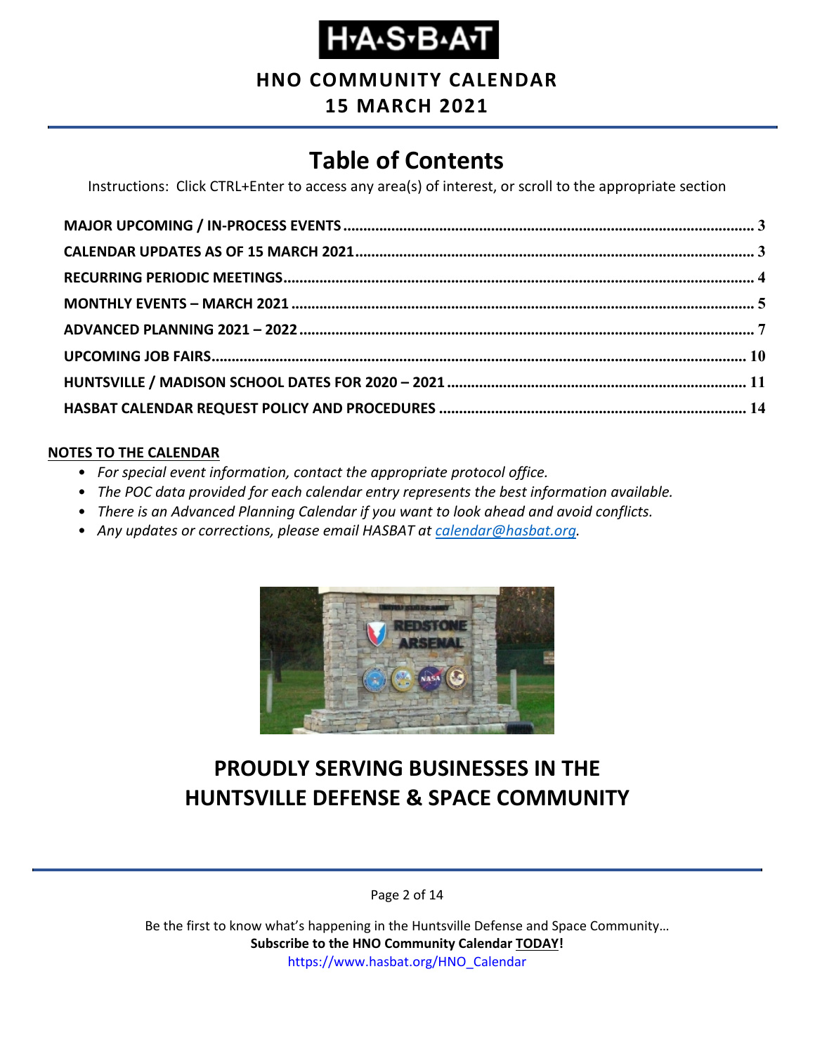# H·A·S·B·A·T

## HNO COMMUNITY CALENDAR

## 15 MARCH 2021

# Table of Contents

Instructions: Click CTRL+Enter to access any area(s) of interest, or scroll to the appropriate section

| | |
|---|---|
| **MAJOR UPCOMING / IN-PROCESS EVENTS** | **3** |
| **CALENDAR UPDATES AS OF 15 MARCH 2021** | **3** |
| **RECURRING PERIODIC MEETINGS** | **4** |
| **MONTHLY EVENTS – MARCH 2021** | **5** |
| **ADVANCED PLANNING 2021 – 2022** | **7** |
| **UPCOMING JOB FAIRS** | **10** |
| **HUNTSVILLE / MADISON SCHOOL DATES FOR 2020 – 2021** | **11** |
| **HASBAT CALENDAR REQUEST POLICY AND PROCEDURES** | **14** |

**NOTES TO THE CALENDAR**

- *For special event information, contact the appropriate protocol office.*
- *The POC data provided for each calendar entry represents the best information available.*
- *There is an Advanced Planning Calendar if you want to look ahead and avoid conflicts.*
- *Any updates or corrections, please email HASBAT at calendar@hasbat.org.*

## PROUDLY SERVING BUSINESSES IN THE HUNTSVILLE DEFENSE & SPACE COMMUNITY

Be the first to know what's happening in the Huntsville Defense and Space Community…
**Subscribe to the HNO Community Calendar TODAY!**
https://www.hasbat.org/HNO_Calendar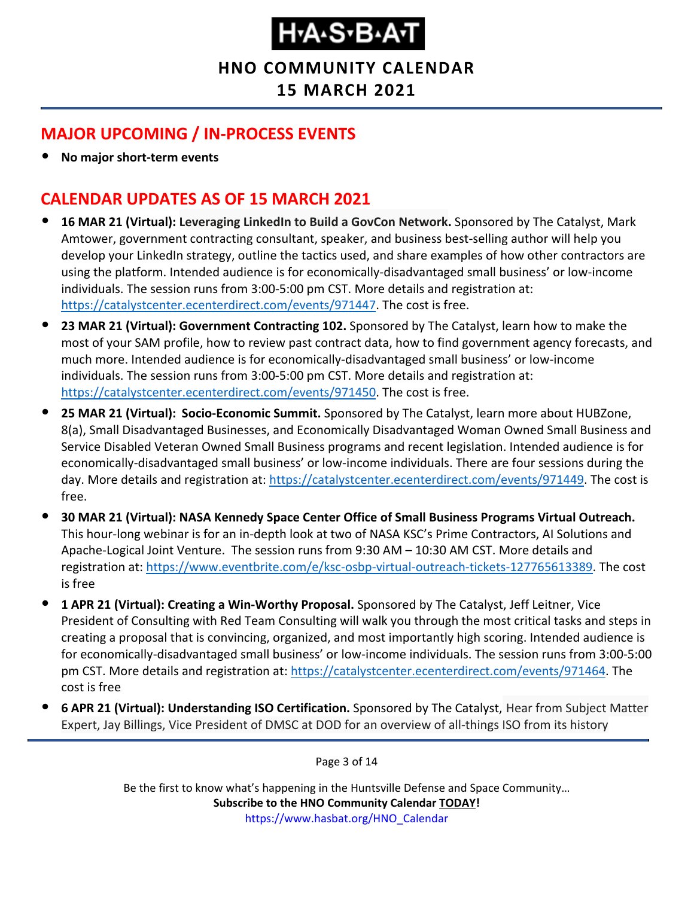## MAJOR UPCOMING / IN-PROCESS EVENTS

- **No major short-term events**

## CALENDAR UPDATES AS OF 15 MARCH 2021

- **16 MAR 21 (Virtual): Leveraging LinkedIn to Build a GovCon Network.** Sponsored by The Catalyst, Mark Amtower, government contracting consultant, speaker, and business best-selling author will help you develop your LinkedIn strategy, outline the tactics used, and share examples of how other contractors are using the platform. Intended audience is for economically-disadvantaged small business' or low-income individuals. The session runs from 3:00-5:00 pm CST. More details and registration at: https://catalystcenter.ecenterdirect.com/events/971447. The cost is free.
- **23 MAR 21 (Virtual): Government Contracting 102.** Sponsored by The Catalyst, learn how to make the most of your SAM profile, how to review past contract data, how to find government agency forecasts, and much more. Intended audience is for economically-disadvantaged small business' or low-income individuals. The session runs from 3:00-5:00 pm CST. More details and registration at: https://catalystcenter.ecenterdirect.com/events/971450. The cost is free.
- **25 MAR 21 (Virtual): Socio-Economic Summit.** Sponsored by The Catalyst, learn more about HUBZone, 8(a), Small Disadvantaged Businesses, and Economically Disadvantaged Woman Owned Small Business and Service Disabled Veteran Owned Small Business programs and recent legislation. Intended audience is for economically-disadvantaged small business' or low-income individuals. There are four sessions during the day. More details and registration at: https://catalystcenter.ecenterdirect.com/events/971449. The cost is free.
- **30 MAR 21 (Virtual): NASA Kennedy Space Center Office of Small Business Programs Virtual Outreach.** This hour-long webinar is for an in-depth look at two of NASA KSC's Prime Contractors, AI Solutions and Apache-Logical Joint Venture. The session runs from 9:30 AM – 10:30 AM CST. More details and registration at: https://www.eventbrite.com/e/ksc-osbp-virtual-outreach-tickets-127765613389. The cost is free
- **1 APR 21 (Virtual): Creating a Win-Worthy Proposal.** Sponsored by The Catalyst, Jeff Leitner, Vice President of Consulting with Red Team Consulting will walk you through the most critical tasks and steps in creating a proposal that is convincing, organized, and most importantly high scoring. Intended audience is for economically-disadvantaged small business' or low-income individuals. The session runs from 3:00-5:00 pm CST. More details and registration at: https://catalystcenter.ecenterdirect.com/events/971464. The cost is free
- **6 APR 21 (Virtual): Understanding ISO Certification.** Sponsored by The Catalyst, Hear from Subject Matter Expert, Jay Billings, Vice President of DMSC at DOD for an overview of all-things ISO from its history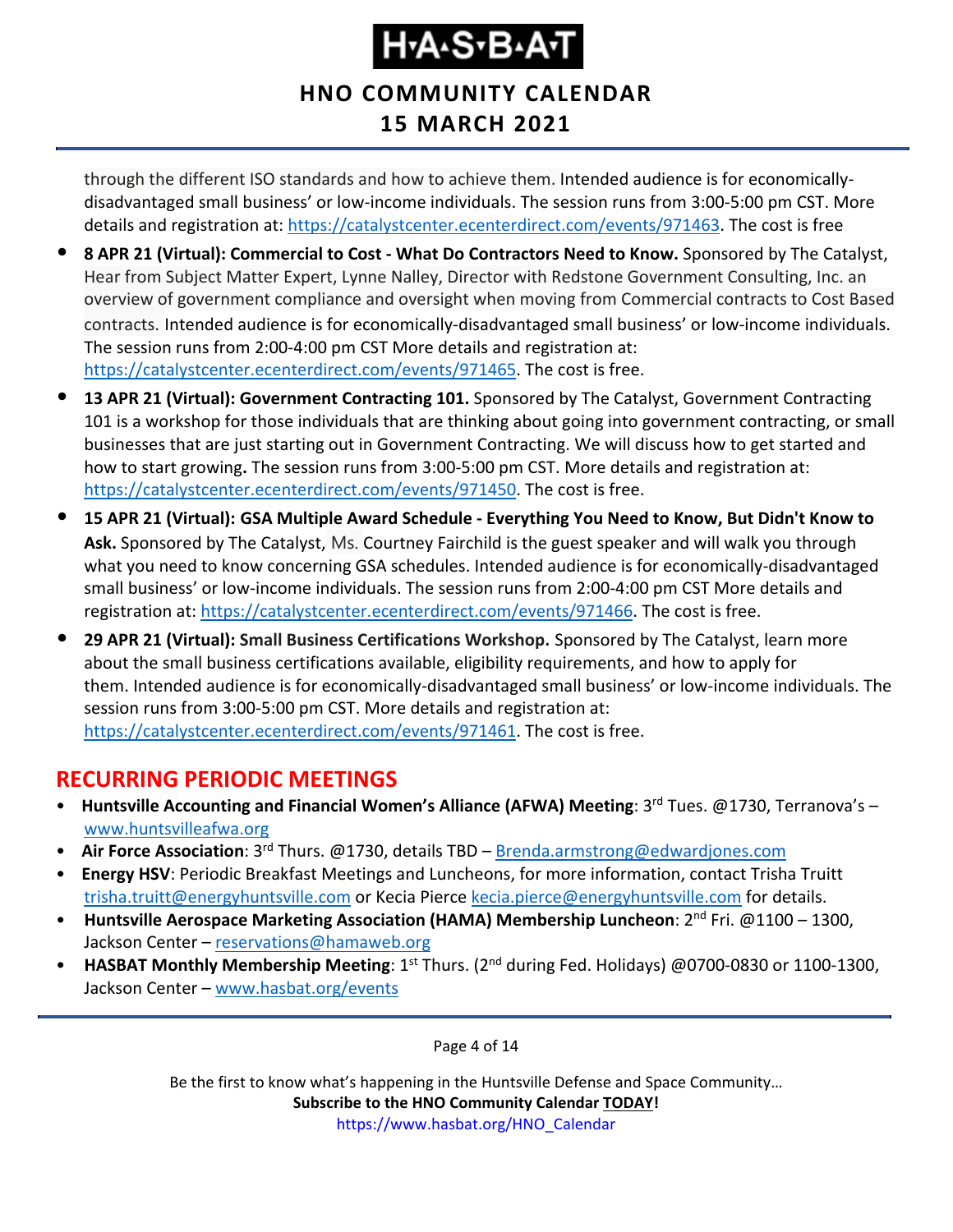through the different ISO standards and how to achieve them. Intended audience is for economically-disadvantaged small business' or low-income individuals. The session runs from 3:00-5:00 pm CST. More details and registration at: https://catalystcenter.ecenterdirect.com/events/971463. The cost is free

- **8 APR 21 (Virtual): Commercial to Cost - What Do Contractors Need to Know.** Sponsored by The Catalyst, Hear from Subject Matter Expert, Lynne Nalley, Director with Redstone Government Consulting, Inc. an overview of government compliance and oversight when moving from Commercial contracts to Cost Based contracts. Intended audience is for economically-disadvantaged small business' or low-income individuals. The session runs from 2:00-4:00 pm CST More details and registration at: https://catalystcenter.ecenterdirect.com/events/971465. The cost is free.
- **13 APR 21 (Virtual): Government Contracting 101.** Sponsored by The Catalyst, Government Contracting 101 is a workshop for those individuals that are thinking about going into government contracting, or small businesses that are just starting out in Government Contracting. We will discuss how to get started and how to start growing**.** The session runs from 3:00-5:00 pm CST. More details and registration at: https://catalystcenter.ecenterdirect.com/events/971450. The cost is free.
- **15 APR 21 (Virtual): GSA Multiple Award Schedule - Everything You Need to Know, But Didn't Know to Ask.** Sponsored by The Catalyst, Ms. Courtney Fairchild is the guest speaker and will walk you through what you need to know concerning GSA schedules. Intended audience is for economically-disadvantaged small business' or low-income individuals. The session runs from 2:00-4:00 pm CST More details and registration at: https://catalystcenter.ecenterdirect.com/events/971466. The cost is free.
- **29 APR 21 (Virtual): Small Business Certifications Workshop.** Sponsored by The Catalyst, learn more about the small business certifications available, eligibility requirements, and how to apply for them. Intended audience is for economically-disadvantaged small business' or low-income individuals. The session runs from 3:00-5:00 pm CST. More details and registration at: https://catalystcenter.ecenterdirect.com/events/971461. The cost is free.

## RECURRING PERIODIC MEETINGS

- **Huntsville Accounting and Financial Women's Alliance (AFWA) Meeting**: 3rd Tues. @1730, Terranova's – www.huntsvilleafwa.org
- **Air Force Association**: 3rd Thurs. @1730, details TBD – Brenda.armstrong@edwardjones.com
- **Energy HSV**: Periodic Breakfast Meetings and Luncheons, for more information, contact Trisha Truitt trisha.truitt@energyhuntsville.com or Kecia Pierce kecia.pierce@energyhuntsville.com for details.
- **Huntsville Aerospace Marketing Association (HAMA) Membership Luncheon**: 2nd Fri. @1100 – 1300, Jackson Center – reservations@hamaweb.org
- **HASBAT Monthly Membership Meeting**: 1st Thurs. (2nd during Fed. Holidays) @0700-0830 or 1100-1300, Jackson Center – www.hasbat.org/events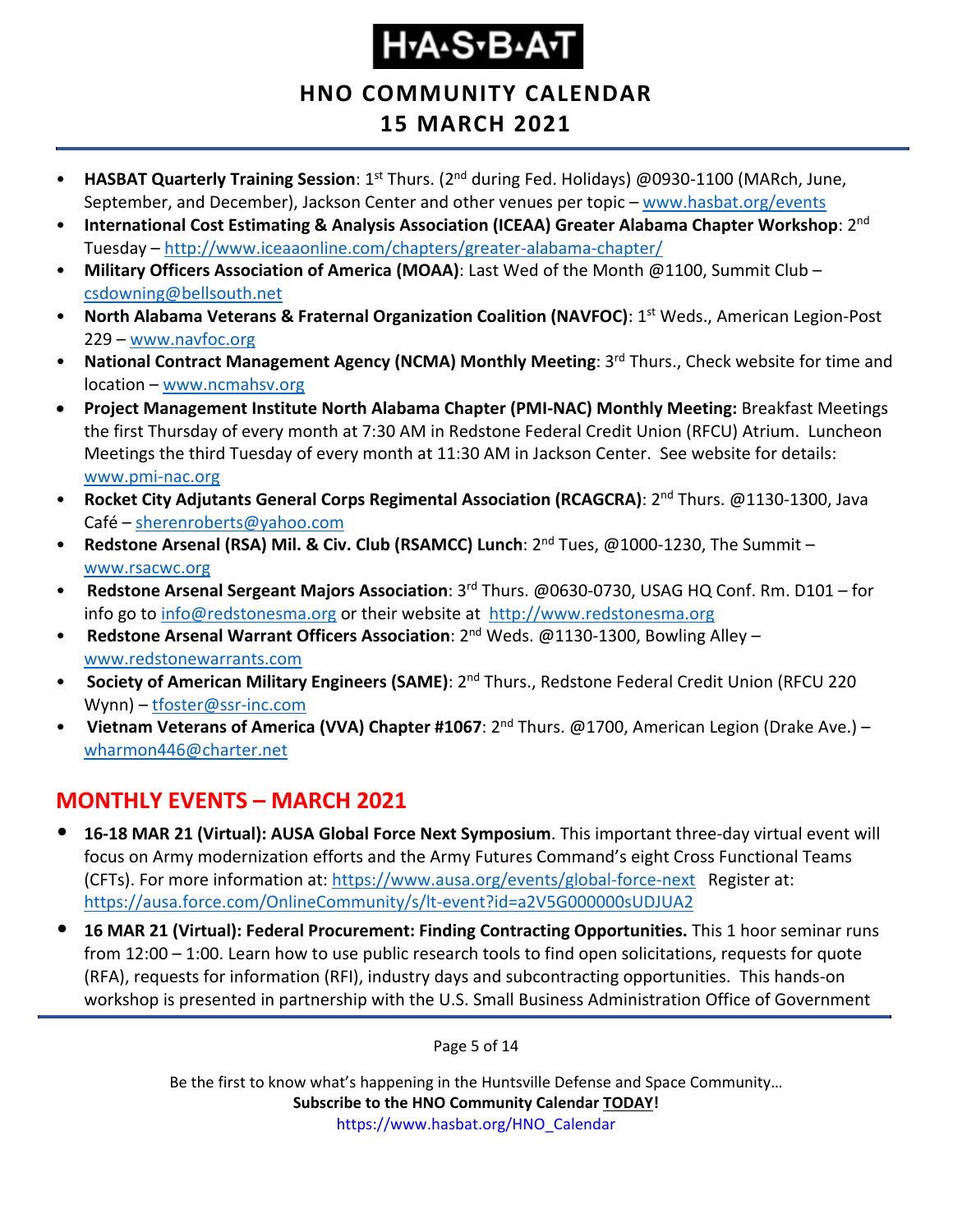- **HASBAT Quarterly Training Session**: 1st Thurs. (2nd during Fed. Holidays) @0930-1100 (MARch, June, September, and December), Jackson Center and other venues per topic – www.hasbat.org/events
- **International Cost Estimating & Analysis Association (ICEAA) Greater Alabama Chapter Workshop**: 2nd Tuesday – http://www.iceaaonline.com/chapters/greater-alabama-chapter/
- **Military Officers Association of America (MOAA)**: Last Wed of the Month @1100, Summit Club – csdowning@bellsouth.net
- **North Alabama Veterans & Fraternal Organization Coalition (NAVFOC)**: 1st Weds., American Legion-Post 229 – www.navfoc.org
- **National Contract Management Agency (NCMA) Monthly Meeting**: 3rd Thurs., Check website for time and location – www.ncmahsv.org
- **Project Management Institute North Alabama Chapter (PMI-NAC) Monthly Meeting:** Breakfast Meetings the first Thursday of every month at 7:30 AM in Redstone Federal Credit Union (RFCU) Atrium. Luncheon Meetings the third Tuesday of every month at 11:30 AM in Jackson Center. See website for details: www.pmi-nac.org
- **Rocket City Adjutants General Corps Regimental Association (RCAGCRA)**: 2nd Thurs. @1130-1300, Java Café – sherenroberts@yahoo.com
- **Redstone Arsenal (RSA) Mil. & Civ. Club (RSAMCC) Lunch**: 2nd Tues, @1000-1230, The Summit – www.rsacwc.org
- **Redstone Arsenal Sergeant Majors Association**: 3rd Thurs. @0630-0730, USAG HQ Conf. Rm. D101 – for info go to info@redstonesma.org or their website at http://www.redstonesma.org
- **Redstone Arsenal Warrant Officers Association**: 2nd Weds. @1130-1300, Bowling Alley – www.redstonewarrants.com
- **Society of American Military Engineers (SAME)**: 2nd Thurs., Redstone Federal Credit Union (RFCU 220 Wynn) – tfoster@ssr-inc.com
- **Vietnam Veterans of America (VVA) Chapter #1067**: 2nd Thurs. @1700, American Legion (Drake Ave.) – wharmon446@charter.net

## MONTHLY EVENTS – MARCH 2021

- **16-18 MAR 21 (Virtual): AUSA Global Force Next Symposium**. This important three-day virtual event will focus on Army modernization efforts and the Army Futures Command's eight Cross Functional Teams (CFTs). For more information at: https://www.ausa.org/events/global-force-next Register at: https://ausa.force.com/OnlineCommunity/s/lt-event?id=a2V5G000000sUDJUA2
- **16 MAR 21 (Virtual): Federal Procurement: Finding Contracting Opportunities.** This 1 hoor seminar runs from 12:00 – 1:00. Learn how to use public research tools to find open solicitations, requests for quote (RFA), requests for information (RFI), industry days and subcontracting opportunities. This hands-on workshop is presented in partnership with the U.S. Small Business Administration Office of Government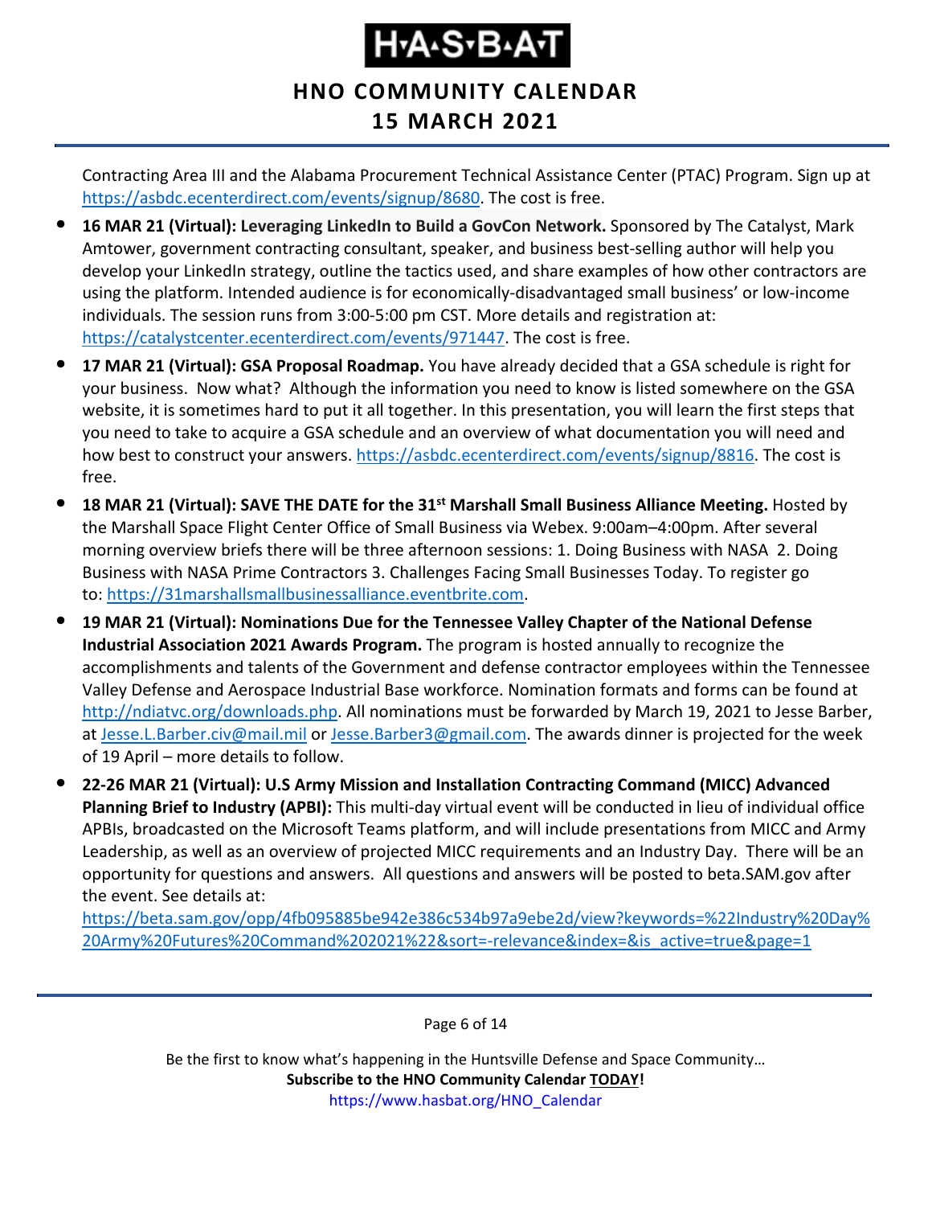Contracting Area III and the Alabama Procurement Technical Assistance Center (PTAC) Program. Sign up at https://asbdc.ecenterdirect.com/events/signup/8680. The cost is free.

- **16 MAR 21 (Virtual): Leveraging LinkedIn to Build a GovCon Network.** Sponsored by The Catalyst, Mark Amtower, government contracting consultant, speaker, and business best-selling author will help you develop your LinkedIn strategy, outline the tactics used, and share examples of how other contractors are using the platform. Intended audience is for economically-disadvantaged small business' or low-income individuals. The session runs from 3:00-5:00 pm CST. More details and registration at: https://catalystcenter.ecenterdirect.com/events/971447. The cost is free.
- **17 MAR 21 (Virtual): GSA Proposal Roadmap.** You have already decided that a GSA schedule is right for your business. Now what? Although the information you need to know is listed somewhere on the GSA website, it is sometimes hard to put it all together. In this presentation, you will learn the first steps that you need to take to acquire a GSA schedule and an overview of what documentation you will need and how best to construct your answers. https://asbdc.ecenterdirect.com/events/signup/8816. The cost is free.
- **18 MAR 21 (Virtual): SAVE THE DATE for the 31st Marshall Small Business Alliance Meeting.** Hosted by the Marshall Space Flight Center Office of Small Business via Webex. 9:00am–4:00pm. After several morning overview briefs there will be three afternoon sessions: 1. Doing Business with NASA 2. Doing Business with NASA Prime Contractors 3. Challenges Facing Small Businesses Today. To register go to: https://31marshallsmallbusinessalliance.eventbrite.com.
- **19 MAR 21 (Virtual): Nominations Due for the Tennessee Valley Chapter of the National Defense Industrial Association 2021 Awards Program.** The program is hosted annually to recognize the accomplishments and talents of the Government and defense contractor employees within the Tennessee Valley Defense and Aerospace Industrial Base workforce. Nomination formats and forms can be found at http://ndiatvc.org/downloads.php. All nominations must be forwarded by March 19, 2021 to Jesse Barber, at Jesse.L.Barber.civ@mail.mil or Jesse.Barber3@gmail.com. The awards dinner is projected for the week of 19 April – more details to follow.
- **22-26 MAR 21 (Virtual): U.S Army Mission and Installation Contracting Command (MICC) Advanced Planning Brief to Industry (APBI):** This multi-day virtual event will be conducted in lieu of individual office APBIs, broadcasted on the Microsoft Teams platform, and will include presentations from MICC and Army Leadership, as well as an overview of projected MICC requirements and an Industry Day. There will be an opportunity for questions and answers. All questions and answers will be posted to beta.SAM.gov after the event. See details at: https://beta.sam.gov/opp/4fb095885be942e386c534b97a9ebe2d/view?keywords=%22Industry%20Day%20Army%20Futures%20Command%202021%22&sort=-relevance&index=&is_active=true&page=1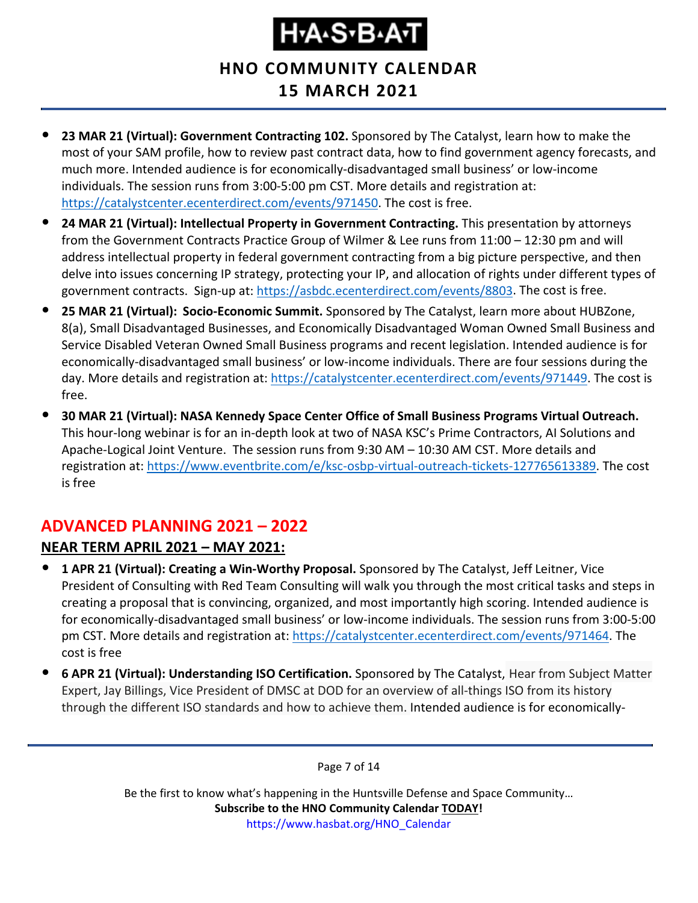- **23 MAR 21 (Virtual): Government Contracting 102.** Sponsored by The Catalyst, learn how to make the most of your SAM profile, how to review past contract data, how to find government agency forecasts, and much more. Intended audience is for economically-disadvantaged small business' or low-income individuals. The session runs from 3:00-5:00 pm CST. More details and registration at: https://catalystcenter.ecenterdirect.com/events/971450. The cost is free.
- **24 MAR 21 (Virtual): Intellectual Property in Government Contracting.** This presentation by attorneys from the Government Contracts Practice Group of Wilmer & Lee runs from 11:00 – 12:30 pm and will address intellectual property in federal government contracting from a big picture perspective, and then delve into issues concerning IP strategy, protecting your IP, and allocation of rights under different types of government contracts. Sign-up at: https://asbdc.ecenterdirect.com/events/8803. The cost is free.
- **25 MAR 21 (Virtual): Socio-Economic Summit.** Sponsored by The Catalyst, learn more about HUBZone, 8(a), Small Disadvantaged Businesses, and Economically Disadvantaged Woman Owned Small Business and Service Disabled Veteran Owned Small Business programs and recent legislation. Intended audience is for economically-disadvantaged small business' or low-income individuals. There are four sessions during the day. More details and registration at: https://catalystcenter.ecenterdirect.com/events/971449. The cost is free.
- **30 MAR 21 (Virtual): NASA Kennedy Space Center Office of Small Business Programs Virtual Outreach.** This hour-long webinar is for an in-depth look at two of NASA KSC's Prime Contractors, AI Solutions and Apache-Logical Joint Venture. The session runs from 9:30 AM – 10:30 AM CST. More details and registration at: https://www.eventbrite.com/e/ksc-osbp-virtual-outreach-tickets-127765613389. The cost is free

## ADVANCED PLANNING 2021 – 2022

### NEAR TERM APRIL 2021 – MAY 2021:

- **1 APR 21 (Virtual): Creating a Win-Worthy Proposal.** Sponsored by The Catalyst, Jeff Leitner, Vice President of Consulting with Red Team Consulting will walk you through the most critical tasks and steps in creating a proposal that is convincing, organized, and most importantly high scoring. Intended audience is for economically-disadvantaged small business' or low-income individuals. The session runs from 3:00-5:00 pm CST. More details and registration at: https://catalystcenter.ecenterdirect.com/events/971464. The cost is free
- **6 APR 21 (Virtual): Understanding ISO Certification.** Sponsored by The Catalyst, Hear from Subject Matter Expert, Jay Billings, Vice President of DMSC at DOD for an overview of all-things ISO from its history through the different ISO standards and how to achieve them. Intended audience is for economically-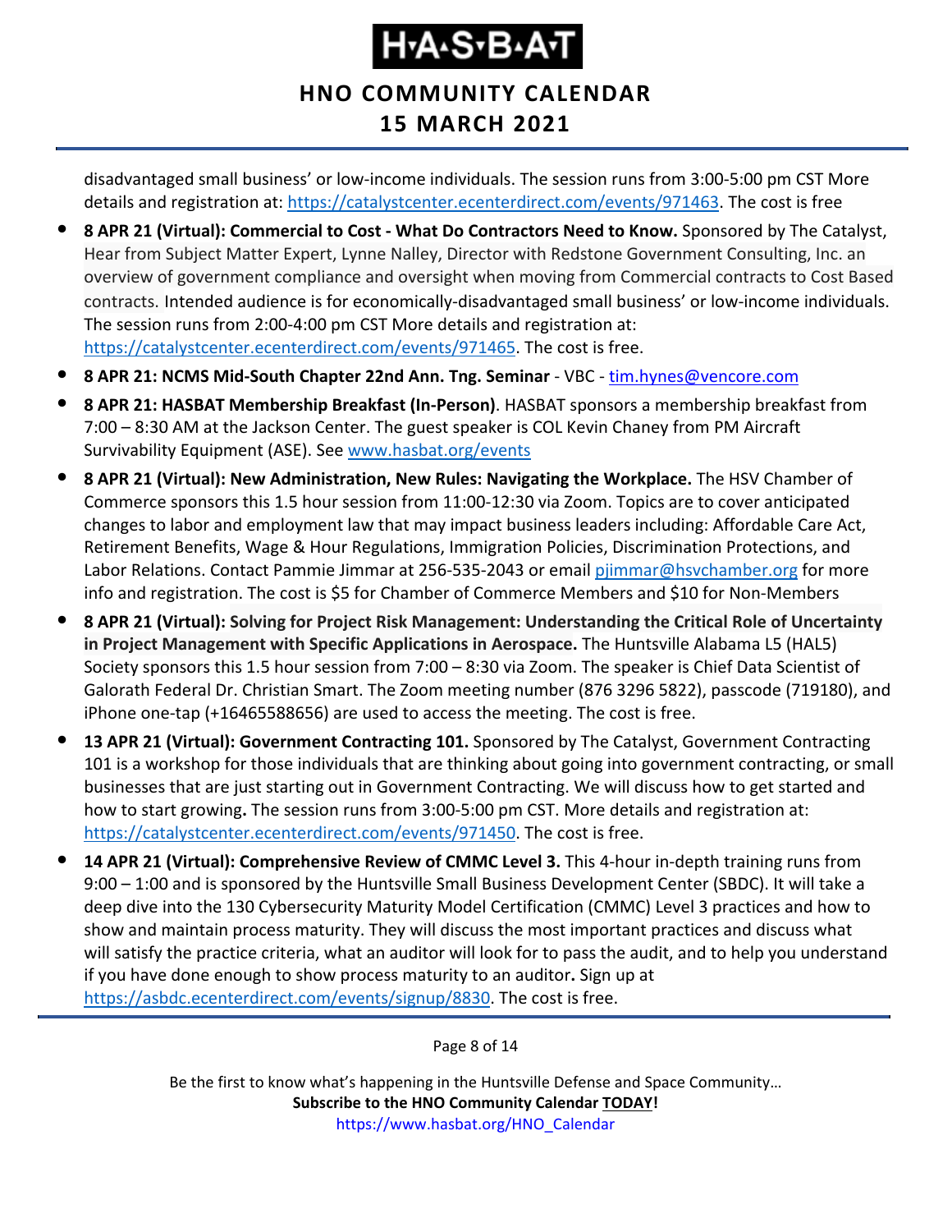disadvantaged small business' or low-income individuals. The session runs from 3:00-5:00 pm CST More details and registration at: https://catalystcenter.ecenterdirect.com/events/971463. The cost is free

- **8 APR 21 (Virtual): Commercial to Cost - What Do Contractors Need to Know.** Sponsored by The Catalyst, Hear from Subject Matter Expert, Lynne Nalley, Director with Redstone Government Consulting, Inc. an overview of government compliance and oversight when moving from Commercial contracts to Cost Based contracts. Intended audience is for economically-disadvantaged small business' or low-income individuals. The session runs from 2:00-4:00 pm CST More details and registration at: https://catalystcenter.ecenterdirect.com/events/971465. The cost is free.
- **8 APR 21: NCMS Mid-South Chapter 22nd Ann. Tng. Seminar** - VBC - tim.hynes@vencore.com
- **8 APR 21: HASBAT Membership Breakfast (In-Person)**. HASBAT sponsors a membership breakfast from 7:00 – 8:30 AM at the Jackson Center. The guest speaker is COL Kevin Chaney from PM Aircraft Survivability Equipment (ASE). See www.hasbat.org/events
- **8 APR 21 (Virtual): New Administration, New Rules: Navigating the Workplace.** The HSV Chamber of Commerce sponsors this 1.5 hour session from 11:00-12:30 via Zoom. Topics are to cover anticipated changes to labor and employment law that may impact business leaders including: Affordable Care Act, Retirement Benefits, Wage & Hour Regulations, Immigration Policies, Discrimination Protections, and Labor Relations. Contact Pammie Jimmar at 256-535-2043 or email pjimmar@hsvchamber.org for more info and registration. The cost is $5 for Chamber of Commerce Members and $10 for Non-Members
- **8 APR 21 (Virtual): Solving for Project Risk Management: Understanding the Critical Role of Uncertainty in Project Management with Specific Applications in Aerospace.** The Huntsville Alabama L5 (HAL5) Society sponsors this 1.5 hour session from 7:00 – 8:30 via Zoom. The speaker is Chief Data Scientist of Galorath Federal Dr. Christian Smart. The Zoom meeting number (876 3296 5822), passcode (719180), and iPhone one-tap (+16465588656) are used to access the meeting. The cost is free.
- **13 APR 21 (Virtual): Government Contracting 101.** Sponsored by The Catalyst, Government Contracting 101 is a workshop for those individuals that are thinking about going into government contracting, or small businesses that are just starting out in Government Contracting. We will discuss how to get started and how to start growing**.** The session runs from 3:00-5:00 pm CST. More details and registration at: https://catalystcenter.ecenterdirect.com/events/971450. The cost is free.
- **14 APR 21 (Virtual): Comprehensive Review of CMMC Level 3.** This 4-hour in-depth training runs from 9:00 – 1:00 and is sponsored by the Huntsville Small Business Development Center (SBDC). It will take a deep dive into the 130 Cybersecurity Maturity Model Certification (CMMC) Level 3 practices and how to show and maintain process maturity. They will discuss the most important practices and discuss what will satisfy the practice criteria, what an auditor will look for to pass the audit, and to help you understand if you have done enough to show process maturity to an auditor**.** Sign up at https://asbdc.ecenterdirect.com/events/signup/8830. The cost is free.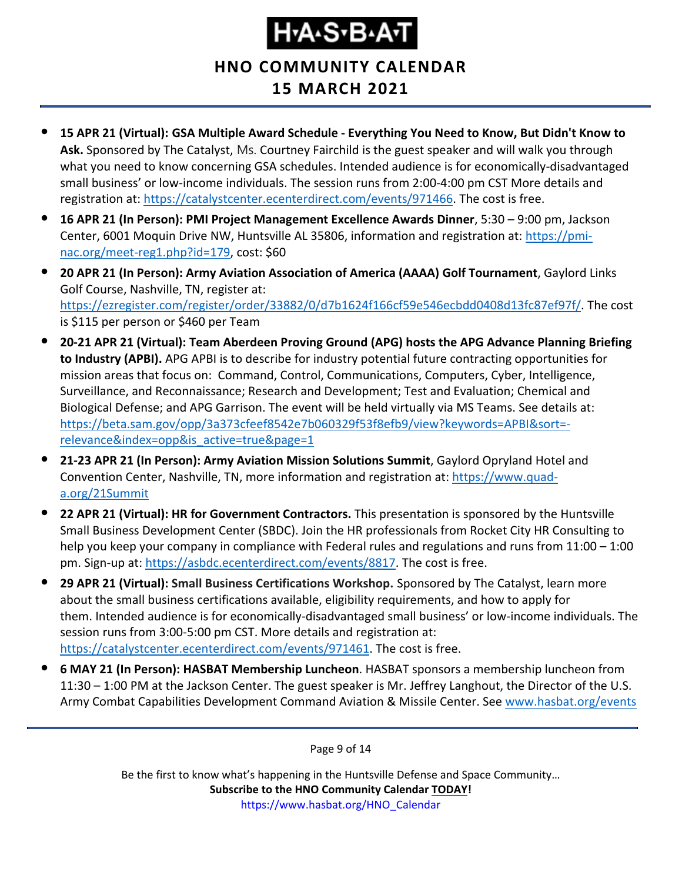- **15 APR 21 (Virtual): GSA Multiple Award Schedule - Everything You Need to Know, But Didn't Know to Ask.** Sponsored by The Catalyst, Ms. Courtney Fairchild is the guest speaker and will walk you through what you need to know concerning GSA schedules. Intended audience is for economically-disadvantaged small business' or low-income individuals. The session runs from 2:00-4:00 pm CST More details and registration at: https://catalystcenter.ecenterdirect.com/events/971466. The cost is free.
- **16 APR 21 (In Person): PMI Project Management Excellence Awards Dinner**, 5:30 – 9:00 pm, Jackson Center, 6001 Moquin Drive NW, Huntsville AL 35806, information and registration at: https://pmi-nac.org/meet-reg1.php?id=179, cost: $60
- **20 APR 21 (In Person): Army Aviation Association of America (AAAA) Golf Tournament**, Gaylord Links Golf Course, Nashville, TN, register at: https://ezregister.com/register/order/33882/0/d7b1624f166cf59e546ecbdd0408d13fc87ef97f/. The cost is $115 per person or $460 per Team
- **20-21 APR 21 (Virtual): Team Aberdeen Proving Ground (APG) hosts the APG Advance Planning Briefing to Industry (APBI).** APG APBI is to describe for industry potential future contracting opportunities for mission areas that focus on: Command, Control, Communications, Computers, Cyber, Intelligence, Surveillance, and Reconnaissance; Research and Development; Test and Evaluation; Chemical and Biological Defense; and APG Garrison. The event will be held virtually via MS Teams. See details at: https://beta.sam.gov/opp/3a373cfeef8542e7b060329f53f8efb9/view?keywords=APBI&sort=-relevance&index=opp&is_active=true&page=1
- **21-23 APR 21 (In Person): Army Aviation Mission Solutions Summit**, Gaylord Opryland Hotel and Convention Center, Nashville, TN, more information and registration at: https://www.quad-a.org/21Summit
- **22 APR 21 (Virtual): HR for Government Contractors.** This presentation is sponsored by the Huntsville Small Business Development Center (SBDC). Join the HR professionals from Rocket City HR Consulting to help you keep your company in compliance with Federal rules and regulations and runs from 11:00 – 1:00 pm. Sign-up at: https://asbdc.ecenterdirect.com/events/8817. The cost is free.
- **29 APR 21 (Virtual): Small Business Certifications Workshop.** Sponsored by The Catalyst, learn more about the small business certifications available, eligibility requirements, and how to apply for them. Intended audience is for economically-disadvantaged small business' or low-income individuals. The session runs from 3:00-5:00 pm CST. More details and registration at: https://catalystcenter.ecenterdirect.com/events/971461. The cost is free.
- **6 MAY 21 (In Person): HASBAT Membership Luncheon**. HASBAT sponsors a membership luncheon from 11:30 – 1:00 PM at the Jackson Center. The guest speaker is Mr. Jeffrey Langhout, the Director of the U.S. Army Combat Capabilities Development Command Aviation & Missile Center. See www.hasbat.org/events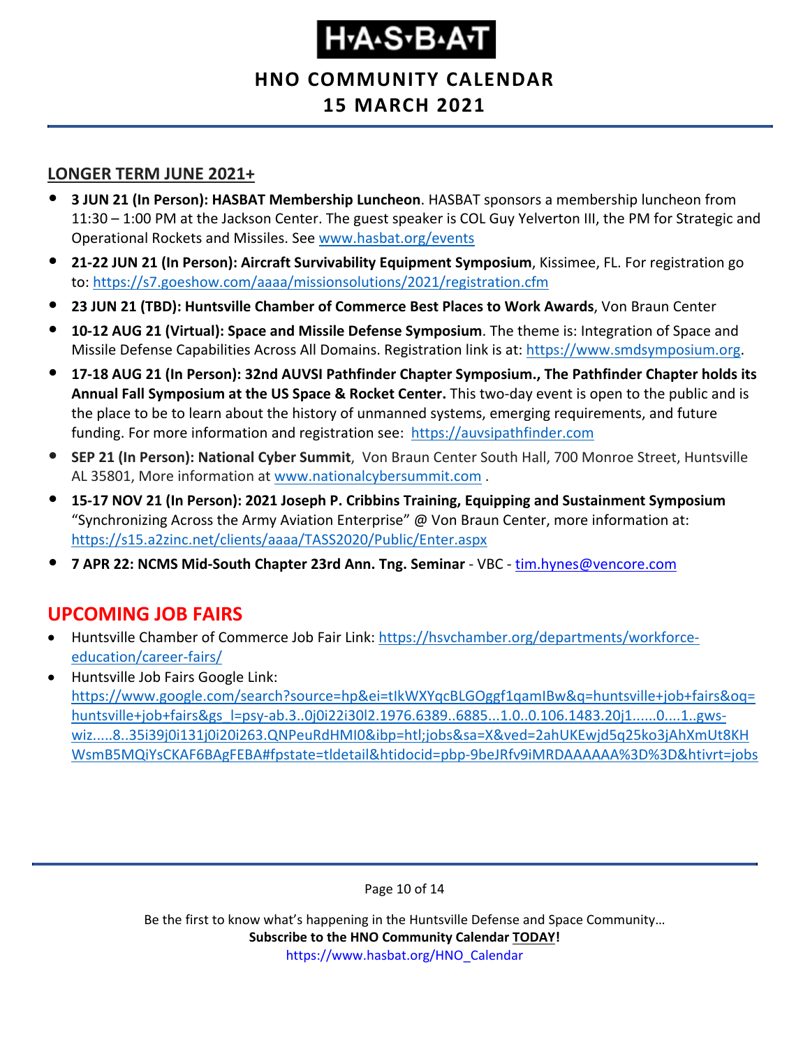## LONGER TERM JUNE 2021+

- **3 JUN 21 (In Person): HASBAT Membership Luncheon**. HASBAT sponsors a membership luncheon from 11:30 – 1:00 PM at the Jackson Center. The guest speaker is COL Guy Yelverton III, the PM for Strategic and Operational Rockets and Missiles. See www.hasbat.org/events
- **21-22 JUN 21 (In Person): Aircraft Survivability Equipment Symposium**, Kissimee, FL. For registration go to: https://s7.goeshow.com/aaaa/missionsolutions/2021/registration.cfm
- **23 JUN 21 (TBD): Huntsville Chamber of Commerce Best Places to Work Awards**, Von Braun Center
- **10-12 AUG 21 (Virtual): Space and Missile Defense Symposium**. The theme is: Integration of Space and Missile Defense Capabilities Across All Domains. Registration link is at: https://www.smdsymposium.org.
- **17-18 AUG 21 (In Person): 32nd AUVSI Pathfinder Chapter Symposium., The Pathfinder Chapter holds its Annual Fall Symposium at the US Space & Rocket Center.** This two-day event is open to the public and is the place to be to learn about the history of unmanned systems, emerging requirements, and future funding. For more information and registration see: https://auvsipathfinder.com
- **SEP 21 (In Person): National Cyber Summit**, Von Braun Center South Hall, 700 Monroe Street, Huntsville AL 35801, More information at www.nationalcybersummit.com .
- **15-17 NOV 21 (In Person): 2021 Joseph P. Cribbins Training, Equipping and Sustainment Symposium** "Synchronizing Across the Army Aviation Enterprise" @ Von Braun Center, more information at: https://s15.a2zinc.net/clients/aaaa/TASS2020/Public/Enter.aspx
- **7 APR 22: NCMS Mid-South Chapter 23rd Ann. Tng. Seminar** - VBC - tim.hynes@vencore.com

## UPCOMING JOB FAIRS

- Huntsville Chamber of Commerce Job Fair Link: https://hsvchamber.org/departments/workforce-education/career-fairs/
- Huntsville Job Fairs Google Link: https://www.google.com/search?source=hp&ei=tIkWXYqcBLGOggf1qamIBw&q=huntsville+job+fairs&oq=huntsville+job+fairs&gs_l=psy-ab.3..0j0i22i30l2.1976.6389..6885...1.0..0.106.1483.20j1......0....1..gws-wiz.....8..35i39j0i131j0i20i263.QNPeuRdHMI0&ibp=htl;jobs&sa=X&ved=2ahUKEwjd5q25ko3jAhXmUt8KHWsmB5MQiYsCKAF6BAgFEBA#fpstate=tldetail&htidocid=pbp-9beJRfv9iMRDAAAAAA%3D%3D&htivrt=jobs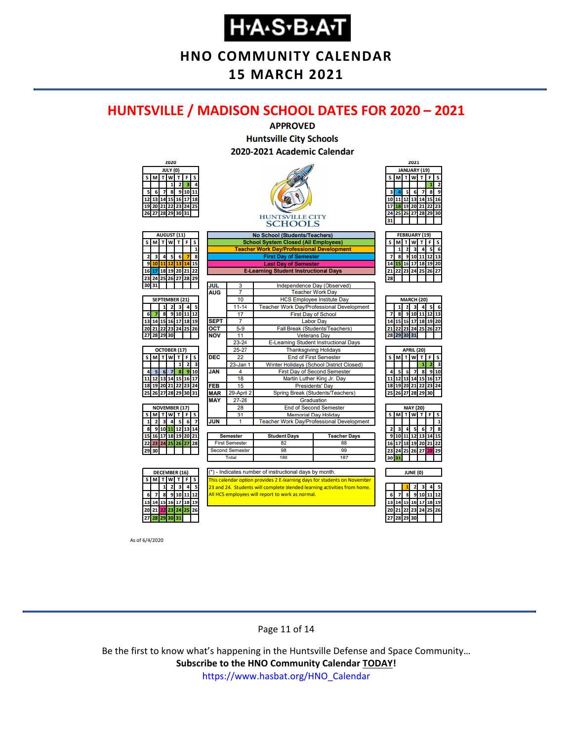# HUNTSVILLE / MADISON SCHOOL DATES FOR 2020 – 2021

**APPROVED**
**Huntsville City Schools**
**2020-2021 Academic Calendar**

| Legend |
|---|
| No School (Students/Teachers) |
| School System Closed (All Employees) |
| Teacher Work Day/Professional Development |
| First Day of Semester |
| Last Day of Semester |
| E-Learning Student Instructional Days |

| Month | Date | Event |
|---|---|---|
| JUL | 3 | Independence Day (Observed) |
| AUG | 7 | Teacher Work Day |
| | 10 | HCS Employee Insitute Day |
| | 11-14 | Teacher Work Day/Professional Development |
| | 17 | First Day of School |
| SEPT | 7 | Labor Day |
| OCT | 5-9 | Fall Break (Students/Teachers) |
| NOV | 11 | Veterans Day |
| | 23-24 | E-Learning Student Instructional Days |
| | 25-27 | Thanksgiving Holidays |
| DEC | 22 | End of First Semester |
| | 23-Jan 1 | Winter Holidays (School District Closed) |
| JAN | 4 | First Day of Second Semester |
| | 18 | Martin Luther King Jr. Day |
| FEB | 15 | Presidents' Day |
| MAR | 29-April 2 | Spring Break (Students/Teachers) |
| MAY | 27-28 | Graduation |
| | 28 | End of Second Semester |
| | 31 | Memorial Day Holiday |
| JUN | 1 | Teacher Work Day/Professional Development |

| Semester | Student Days | Teacher Days |
|---|---|---|
| First Semester | 82 | 88 |
| Second Semester | 98 | 99 |
| Total | 180 | 187 |

(*) - Indicates number of instructional days by month.

This calendar option provides 2 E-learning days for students on November 23 and 24. Students will complete blended learning activities from home. All HCS employees will report to work as normal.

**Instructional days by month:** July (0), August (11), September (21), October (17), November (17), December (16), January (19), February (19), March (20), April (20), May (20), June (0)

As of 6/4/2020

Be the first to know what's happening in the Huntsville Defense and Space Community…
**Subscribe to the HNO Community Calendar TODAY!**
https://www.hasbat.org/HNO_Calendar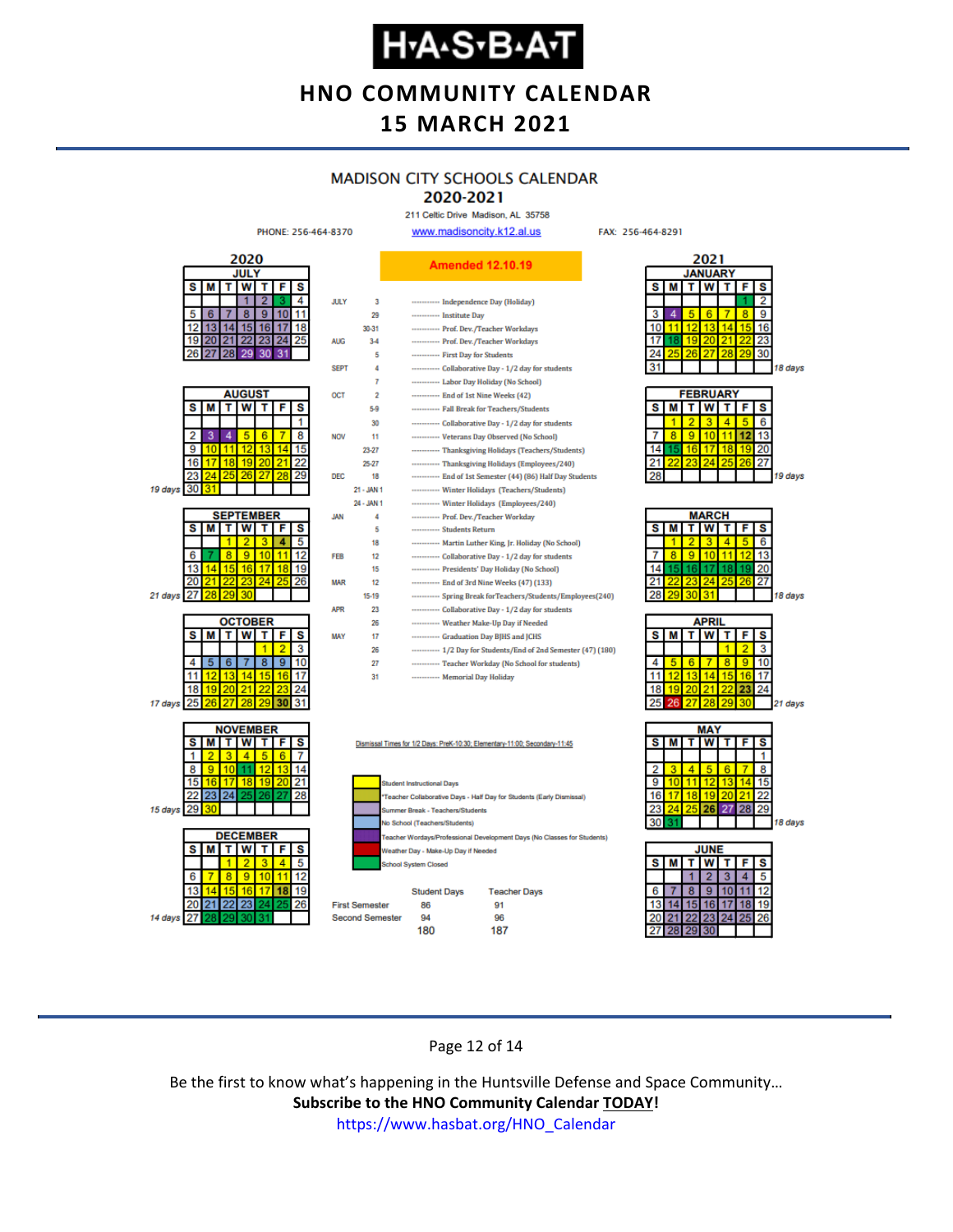# MADISON CITY SCHOOLS CALENDAR

## 2020-2021

211 Celtic Drive Madison, AL 35758

PHONE: 256-464-8370 | www.madisoncity.k12.al.us | FAX: 256-464-8291

**Amended 12.10.19**

| Month | Date | Event |
|---|---|---|
| JULY | 3 | Independence Day (Holiday) |
| | 29 | Institute Day |
| | 30-31 | Prof. Dev./Teacher Workdays |
| AUG | 3-4 | Prof. Dev./Teacher Workdays |
| | 5 | First Day for Students |
| SEPT | 4 | Collaborative Day - 1/2 day for students |
| | 7 | Labor Day Holiday (No School) |
| OCT | 2 | End of 1st Nine Weeks (42) |
| | 5-9 | Fall Break for Teachers/Students |
| | 30 | Collaborative Day - 1/2 day for students |
| NOV | 11 | Veterans Day Observed (No School) |
| | 23-27 | Thanksgiving Holidays (Teachers/Students) |
| | 25-27 | Thanksgiving Holidays (Employees/240) |
| DEC | 18 | End of 1st Semester (44) (86) Half Day Students |
| | 21 - JAN 1 | Winter Holidays (Teachers/Students) |
| | 24 - JAN 1 | Winter Holidays (Employees/240) |
| JAN | 4 | Prof. Dev./Teacher Workday |
| | 5 | Students Return |
| | 18 | Martin Luther King, Jr. Holiday (No School) |
| FEB | 12 | Collaborative Day - 1/2 day for students |
| | 15 | Presidents' Day Holiday (No School) |
| MAR | 12 | End of 3rd Nine Weeks (47) (133) |
| | 15-19 | Spring Break for Teachers/Students/Employees(240) |
| APR | 23 | Collaborative Day - 1/2 day for students |
| | 26 | Weather Make-Up Day if Needed |
| MAY | 17 | Graduation Day BJHS and JCHS |
| | 26 | 1/2 Day for Students/End of 2nd Semester (47) (180) |
| | 27 | Teacher Workday (No School for students) |
| | 31 | Memorial Day Holiday |

Dismissal Times for 1/2 Days: PreK-10:30; Elementary-11:00; Secondary-11:45

Legend:
- Student Instructional Days
- *Teacher Collaborative Days - Half Day for Students (Early Dismissal)
- Summer Break - Teachers/Students
- No School (Teachers/Students)
- Teacher Wordays/Professional Development Days (No Classes for Students)
- Weather Day - Make-Up Day if Needed
- School System Closed

| | Student Days | Teacher Days |
|---|---|---|
| First Semester | 86 | 91 |
| Second Semester | 94 | 96 |
| | 180 | 187 |

Instructional days per month:

| Month | Days |
|---|---|
| August 2020 | 19 days |
| September 2020 | 21 days |
| October 2020 | 17 days |
| November 2020 | 15 days |
| December 2020 | 14 days |
| January 2021 | 18 days |
| February 2021 | 19 days |
| March 2021 | 18 days |
| April 2021 | 21 days |
| May 2021 | 18 days |

Be the first to know what's happening in the Huntsville Defense and Space Community…

**Subscribe to the HNO Community Calendar TODAY!**

https://www.hasbat.org/HNO_Calendar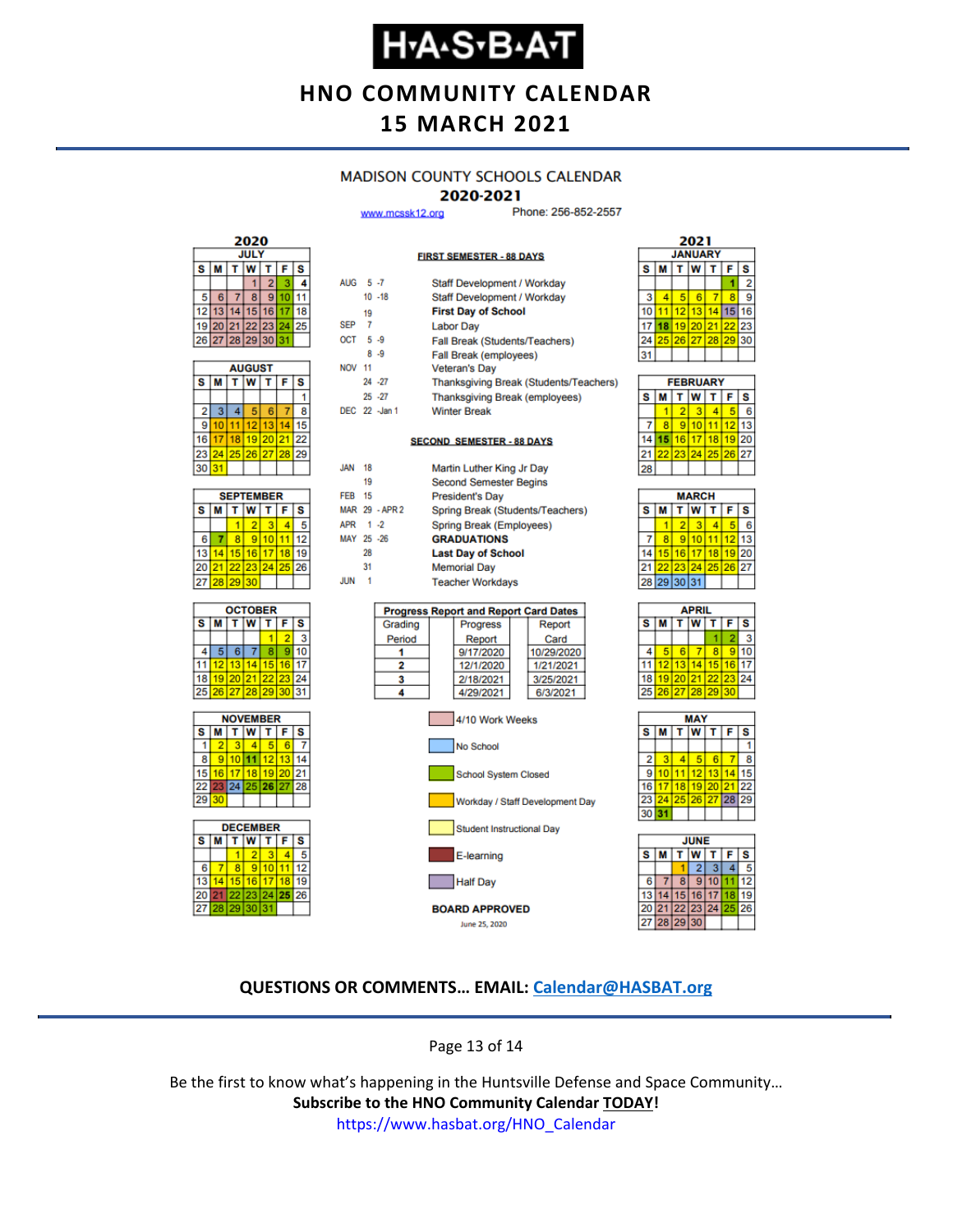# H·A·S·B·A·T

## HNO COMMUNITY CALENDAR
## 15 MARCH 2021

### MADISON COUNTY SCHOOLS CALENDAR
### 2020-2021

www.mcssk12.org Phone: 256-852-2557

**FIRST SEMESTER - 88 DAYS**

| | | |
|---|---|---|
| AUG | 5 -7 | Staff Development / Workday |
| | 10 -18 | Staff Development / Workday |
| | 19 | **First Day of School** |
| SEP | 7 | Labor Day |
| OCT | 5 -9 | Fall Break (Students/Teachers) |
| | 8 -9 | Fall Break (employees) |
| NOV | 11 | Veteran's Day |
| | 24 -27 | Thanksgiving Break (Students/Teachers) |
| | 25 -27 | Thanksgiving Break (employees) |
| DEC | 22 -Jan 1 | Winter Break |

**SECOND SEMESTER - 88 DAYS**

| | | |
|---|---|---|
| JAN | 18 | Martin Luther King Jr Day |
| | 19 | Second Semester Begins |
| FEB | 15 | President's Day |
| MAR | 29 - APR 2 | Spring Break (Students/Teachers) |
| APR | 1 -2 | Spring Break (Employees) |
| MAY | 25 -26 | **GRADUATIONS** |
| | 28 | **Last Day of School** |
| | 31 | Memorial Day |
| JUN | 1 | Teacher Workdays |

**Progress Report and Report Card Dates**

| Grading Period | Progress Report | Report Card |
|---|---|---|
| 1 | 9/17/2020 | 10/29/2020 |
| 2 | 12/1/2020 | 1/21/2021 |
| 3 | 2/18/2021 | 3/25/2021 |
| 4 | 4/29/2021 | 6/3/2021 |

Legend:
- 4/10 Work Weeks
- No School
- School System Closed
- Workday / Staff Development Day
- Student Instructional Day
- E-learning
- Half Day

**BOARD APPROVED**

June 25, 2020

**2020**

**JULY**

| S | M | T | W | T | F | S |
|---|---|---|---|---|---|---|
| | | | 1 | 2 | 3 | 4 |
| 5 | 6 | 7 | 8 | 9 | 10 | 11 |
| 12 | 13 | 14 | 15 | 16 | 17 | 18 |
| 19 | 20 | 21 | 22 | 23 | 24 | 25 |
| 26 | 27 | 28 | 29 | 30 | 31 | |

**AUGUST**

| S | M | T | W | T | F | S |
|---|---|---|---|---|---|---|
| | | | | | | 1 |
| 2 | 3 | 4 | 5 | 6 | 7 | 8 |
| 9 | 10 | 11 | 12 | 13 | 14 | 15 |
| 16 | 17 | 18 | 19 | 20 | 21 | 22 |
| 23 | 24 | 25 | 26 | 27 | 28 | 29 |
| 30 | 31 | | | | | |

**SEPTEMBER**

| S | M | T | W | T | F | S |
|---|---|---|---|---|---|---|
| | | 1 | 2 | 3 | 4 | 5 |
| 6 | 7 | 8 | 9 | 10 | 11 | 12 |
| 13 | 14 | 15 | 16 | 17 | 18 | 19 |
| 20 | 21 | 22 | 23 | 24 | 25 | 26 |
| 27 | 28 | 29 | 30 | | | |

**OCTOBER**

| S | M | T | W | T | F | S |
|---|---|---|---|---|---|---|
| | | | | 1 | 2 | 3 |
| 4 | 5 | 6 | 7 | 8 | 9 | 10 |
| 11 | 12 | 13 | 14 | 15 | 16 | 17 |
| 18 | 19 | 20 | 21 | 22 | 23 | 24 |
| 25 | 26 | 27 | 28 | 29 | 30 | 31 |

**NOVEMBER**

| S | M | T | W | T | F | S |
|---|---|---|---|---|---|---|
| 1 | 2 | 3 | 4 | 5 | 6 | 7 |
| 8 | 9 | 10 | 11 | 12 | 13 | 14 |
| 15 | 16 | 17 | 18 | 19 | 20 | 21 |
| 22 | 23 | 24 | 25 | 26 | 27 | 28 |
| 29 | 30 | | | | | |

**DECEMBER**

| S | M | T | W | T | F | S |
|---|---|---|---|---|---|---|
| | | 1 | 2 | 3 | 4 | 5 |
| 6 | 7 | 8 | 9 | 10 | 11 | 12 |
| 13 | 14 | 15 | 16 | 17 | 18 | 19 |
| 20 | 21 | 22 | 23 | 24 | 25 | 26 |
| 27 | 28 | 29 | 30 | 31 | | |

**2021**

**JANUARY**

| S | M | T | W | T | F | S |
|---|---|---|---|---|---|---|
| | | | | | 1 | 2 |
| 3 | 4 | 5 | 6 | 7 | 8 | 9 |
| 10 | 11 | 12 | 13 | 14 | 15 | 16 |
| 17 | 18 | 19 | 20 | 21 | 22 | 23 |
| 24 | 25 | 26 | 27 | 28 | 29 | 30 |
| 31 | | | | | | |

**FEBRUARY**

| S | M | T | W | T | F | S |
|---|---|---|---|---|---|---|
| | 1 | 2 | 3 | 4 | 5 | 6 |
| 7 | 8 | 9 | 10 | 11 | 12 | 13 |
| 14 | 15 | 16 | 17 | 18 | 19 | 20 |
| 21 | 22 | 23 | 24 | 25 | 26 | 27 |
| 28 | | | | | | |

**MARCH**

| S | M | T | W | T | F | S |
|---|---|---|---|---|---|---|
| | 1 | 2 | 3 | 4 | 5 | 6 |
| 7 | 8 | 9 | 10 | 11 | 12 | 13 |
| 14 | 15 | 16 | 17 | 18 | 19 | 20 |
| 21 | 22 | 23 | 24 | 25 | 26 | 27 |
| 28 | 29 | 30 | 31 | | | |

**APRIL**

| S | M | T | W | T | F | S |
|---|---|---|---|---|---|---|
| | | | | 1 | 2 | 3 |
| 4 | 5 | 6 | 7 | 8 | 9 | 10 |
| 11 | 12 | 13 | 14 | 15 | 16 | 17 |
| 18 | 19 | 20 | 21 | 22 | 23 | 24 |
| 25 | 26 | 27 | 28 | 29 | 30 | |

**MAY**

| S | M | T | W | T | F | S |
|---|---|---|---|---|---|---|
| | | | | | | 1 |
| 2 | 3 | 4 | 5 | 6 | 7 | 8 |
| 9 | 10 | 11 | 12 | 13 | 14 | 15 |
| 16 | 17 | 18 | 19 | 20 | 21 | 22 |
| 23 | 24 | 25 | 26 | 27 | 28 | 29 |
| 30 | 31 | | | | | |

**JUNE**

| S | M | T | W | T | F | S |
|---|---|---|---|---|---|---|
| | | 1 | 2 | 3 | 4 | 5 |
| 6 | 7 | 8 | 9 | 10 | 11 | 12 |
| 13 | 14 | 15 | 16 | 17 | 18 | 19 |
| 20 | 21 | 22 | 23 | 24 | 25 | 26 |
| 27 | 28 | 29 | 30 | | | |

**QUESTIONS OR COMMENTS… EMAIL: Calendar@HASBAT.org**

Be the first to know what's happening in the Huntsville Defense and Space Community…

**Subscribe to the HNO Community Calendar TODAY!**

https://www.hasbat.org/HNO_Calendar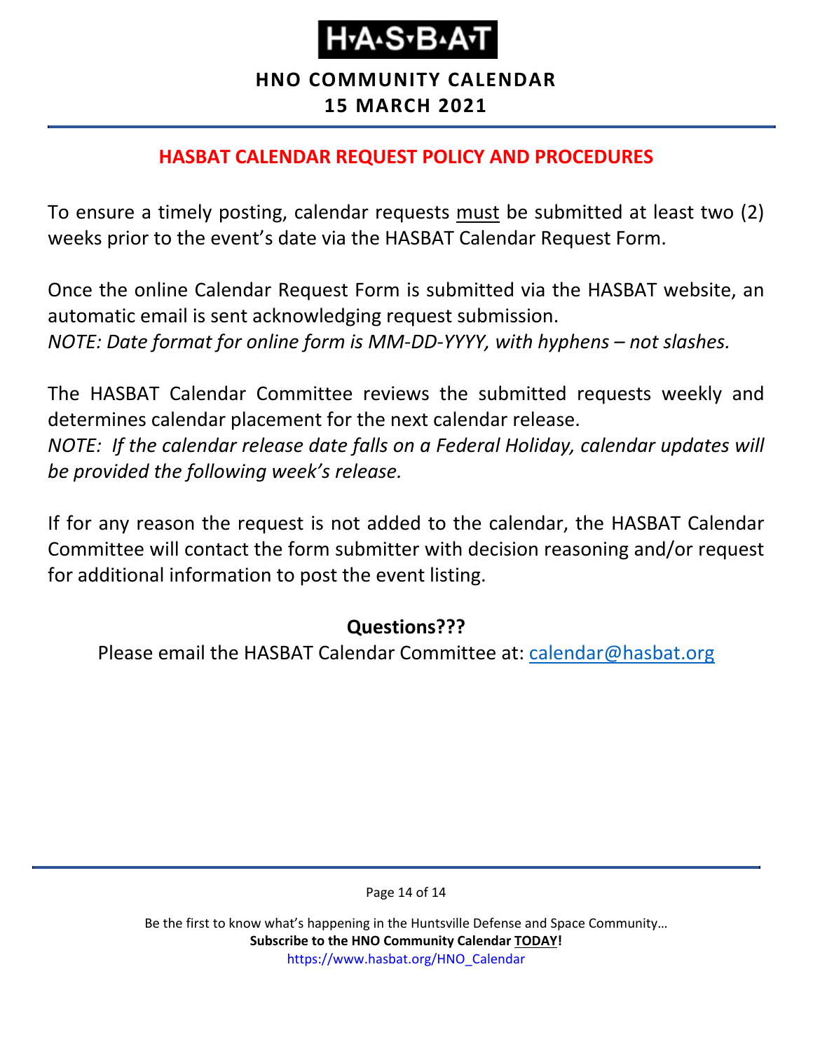## HASBAT CALENDAR REQUEST POLICY AND PROCEDURES

To ensure a timely posting, calendar requests must be submitted at least two (2) weeks prior to the event's date via the HASBAT Calendar Request Form.

Once the online Calendar Request Form is submitted via the HASBAT website, an automatic email is sent acknowledging request submission.
*NOTE: Date format for online form is MM-DD-YYYY, with hyphens – not slashes.*

The HASBAT Calendar Committee reviews the submitted requests weekly and determines calendar placement for the next calendar release.
*NOTE: If the calendar release date falls on a Federal Holiday, calendar updates will be provided the following week's release.*

If for any reason the request is not added to the calendar, the HASBAT Calendar Committee will contact the form submitter with decision reasoning and/or request for additional information to post the event listing.

**Questions???**

Please email the HASBAT Calendar Committee at: calendar@hasbat.org